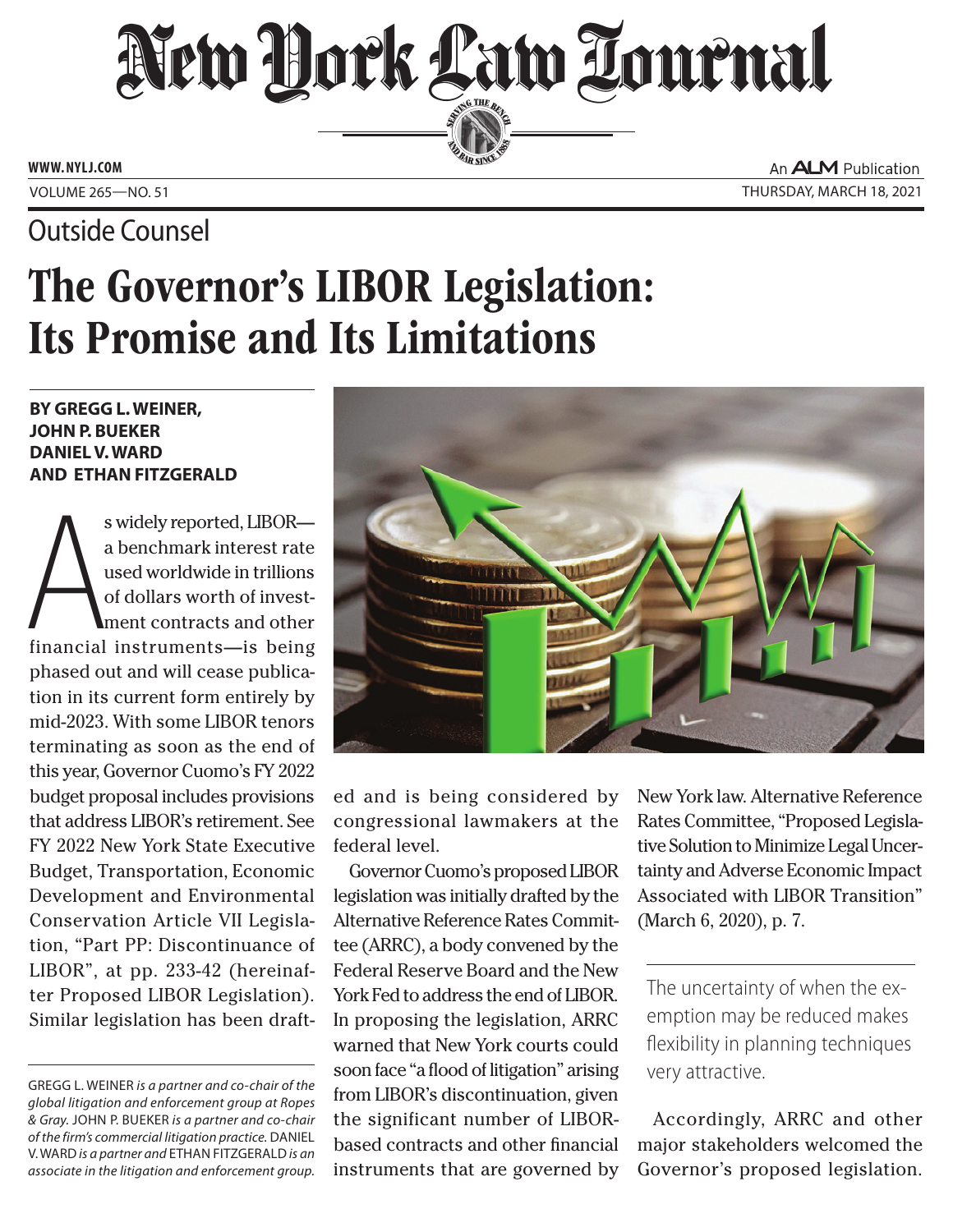# New York Law Journal

Outside Counsel

# The Governor's LIBOR Legislation: Its Promise and Its Limitations

**BY GREGG L. WEINER, JOHN P. BUEKER DANIEL V. WARD AND ETHAN FITZGERALD**

As widely reported, LIBOR—a benchmark interest rate used worldwide in trillions of dollars worth of investment contracts and other financial instruments—is being phased out and will cease publication in its current form entirely by mid-2023. With some LIBOR tenors terminating as soon as the end of this year, Governor Cuomo's FY 2022 budget proposal includes provisions that address LIBOR's retirement. See FY 2022 New York State Executive Budget, Transportation, Economic Development and Environmental Conservation Article VII Legislation, "Part PP: Discontinuance of LIBOR", at pp. 233-42 (hereinafter Proposed LIBOR Legislation). Similar legislation has been drafted and is being considered by congressional lawmakers at the federal level.

Governor Cuomo's proposed LIBOR legislation was initially drafted by the Alternative Reference Rates Committee (ARRC), a body convened by the Federal Reserve Board and the New York Fed to address the end of LIBOR. In proposing the legislation, ARRC warned that New York courts could soon face "a flood of litigation" arising from LIBOR's discontinuation, given the significant number of LIBOR-based contracts and other financial instruments that are governed by New York law. Alternative Reference Rates Committee, "Proposed Legislative Solution to Minimize Legal Uncertainty and Adverse Economic Impact Associated with LIBOR Transition" (March 6, 2020), p. 7.

> The uncertainty of when the exemption may be reduced makes flexibility in planning techniques very attractive.

Accordingly, ARRC and other major stakeholders welcomed the Governor's proposed legislation.

GREGG L. WEINER *is a partner and co-chair of the global litigation and enforcement group at Ropes & Gray.* JOHN P. BUEKER *is a partner and co-chair of the firm's commercial litigation practice.* DANIEL V. WARD *is a partner and* ETHAN FITZGERALD *is an associate in the litigation and enforcement group.*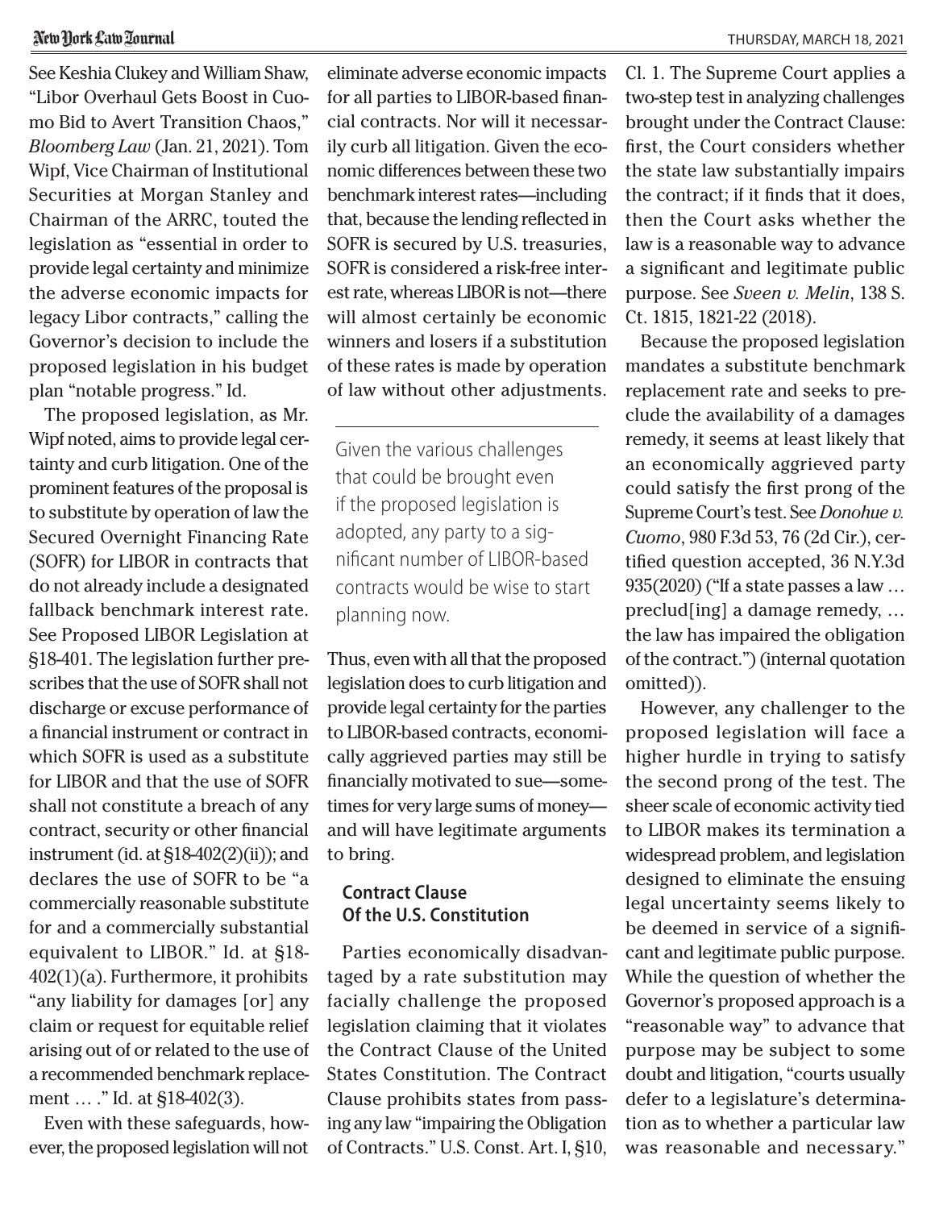See Keshia Clukey and William Shaw, "Libor Overhaul Gets Boost in Cuomo Bid to Avert Transition Chaos," *Bloomberg Law* (Jan. 21, 2021). Tom Wipf, Vice Chairman of Institutional Securities at Morgan Stanley and Chairman of the ARRC, touted the legislation as "essential in order to provide legal certainty and minimize the adverse economic impacts for legacy Libor contracts," calling the Governor's decision to include the proposed legislation in his budget plan "notable progress." Id.

The proposed legislation, as Mr. Wipf noted, aims to provide legal certainty and curb litigation. One of the prominent features of the proposal is to substitute by operation of law the Secured Overnight Financing Rate (SOFR) for LIBOR in contracts that do not already include a designated fallback benchmark interest rate. See Proposed LIBOR Legislation at §18-401. The legislation further prescribes that the use of SOFR shall not discharge or excuse performance of a financial instrument or contract in which SOFR is used as a substitute for LIBOR and that the use of SOFR shall not constitute a breach of any contract, security or other financial instrument (id. at §18-402(2)(ii)); and declares the use of SOFR to be "a commercially reasonable substitute for and a commercially substantial equivalent to LIBOR." Id. at §18-402(1)(a). Furthermore, it prohibits "any liability for damages [or] any claim or request for equitable relief arising out of or related to the use of a recommended benchmark replacement … ." Id. at §18-402(3).

Even with these safeguards, however, the proposed legislation will not eliminate adverse economic impacts for all parties to LIBOR-based financial contracts. Nor will it necessarily curb all litigation. Given the economic differences between these two benchmark interest rates—including that, because the lending reflected in SOFR is secured by U.S. treasuries, SOFR is considered a risk-free interest rate, whereas LIBOR is not—there will almost certainly be economic winners and losers if a substitution of these rates is made by operation of law without other adjustments.

> Given the various challenges that could be brought even if the proposed legislation is adopted, any party to a significant number of LIBOR-based contracts would be wise to start planning now.

Thus, even with all that the proposed legislation does to curb litigation and provide legal certainty for the parties to LIBOR-based contracts, economically aggrieved parties may still be financially motivated to sue—sometimes for very large sums of money—and will have legitimate arguments to bring.

## Contract Clause Of the U.S. Constitution

Parties economically disadvantaged by a rate substitution may facially challenge the proposed legislation claiming that it violates the Contract Clause of the United States Constitution. The Contract Clause prohibits states from passing any law "impairing the Obligation of Contracts." U.S. Const. Art. I, §10, Cl. 1. The Supreme Court applies a two-step test in analyzing challenges brought under the Contract Clause: first, the Court considers whether the state law substantially impairs the contract; if it finds that it does, then the Court asks whether the law is a reasonable way to advance a significant and legitimate public purpose. See *Sveen v. Melin*, 138 S. Ct. 1815, 1821-22 (2018).

Because the proposed legislation mandates a substitute benchmark replacement rate and seeks to preclude the availability of a damages remedy, it seems at least likely that an economically aggrieved party could satisfy the first prong of the Supreme Court's test. See *Donohue v. Cuomo*, 980 F.3d 53, 76 (2d Cir.), certified question accepted, 36 N.Y.3d 935(2020) ("If a state passes a law … preclud[ing] a damage remedy, … the law has impaired the obligation of the contract.") (internal quotation omitted)).

However, any challenger to the proposed legislation will face a higher hurdle in trying to satisfy the second prong of the test. The sheer scale of economic activity tied to LIBOR makes its termination a widespread problem, and legislation designed to eliminate the ensuing legal uncertainty seems likely to be deemed in service of a significant and legitimate public purpose. While the question of whether the Governor's proposed approach is a "reasonable way" to advance that purpose may be subject to some doubt and litigation, "courts usually defer to a legislature's determination as to whether a particular law was reasonable and necessary."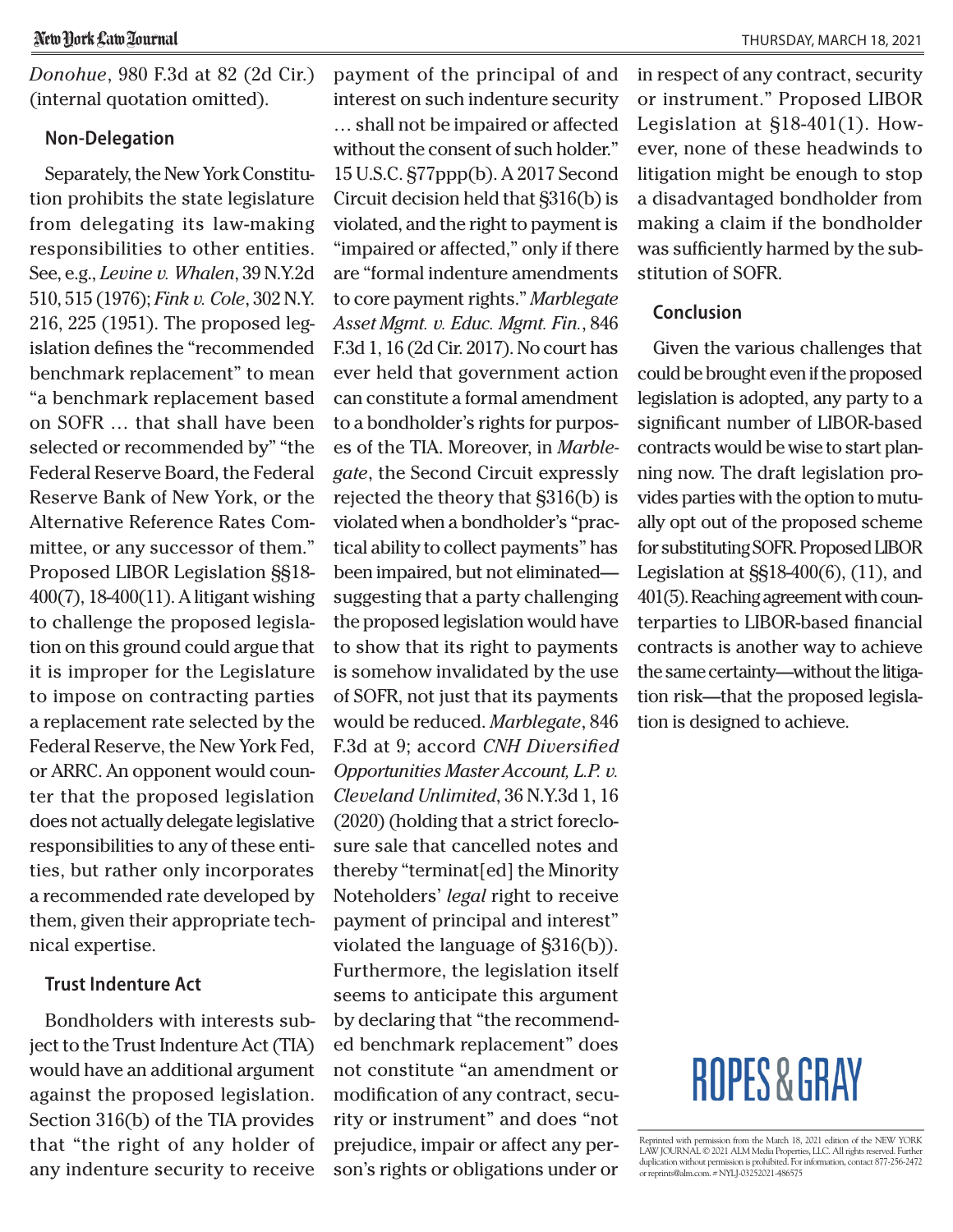*Donohue*, 980 F.3d at 82 (2d Cir.) (internal quotation omitted).

## Non-Delegation

Separately, the New York Constitution prohibits the state legislature from delegating its law-making responsibilities to other entities. See, e.g., *Levine v. Whalen*, 39 N.Y.2d 510, 515 (1976); *Fink v. Cole*, 302 N.Y. 216, 225 (1951). The proposed legislation defines the "recommended benchmark replacement" to mean "a benchmark replacement based on SOFR … that shall have been selected or recommended by" "the Federal Reserve Board, the Federal Reserve Bank of New York, or the Alternative Reference Rates Committee, or any successor of them." Proposed LIBOR Legislation §§18-400(7), 18-400(11). A litigant wishing to challenge the proposed legislation on this ground could argue that it is improper for the Legislature to impose on contracting parties a replacement rate selected by the Federal Reserve, the New York Fed, or ARRC. An opponent would counter that the proposed legislation does not actually delegate legislative responsibilities to any of these entities, but rather only incorporates a recommended rate developed by them, given their appropriate technical expertise.

## Trust Indenture Act

Bondholders with interests subject to the Trust Indenture Act (TIA) would have an additional argument against the proposed legislation. Section 316(b) of the TIA provides that "the right of any holder of any indenture security to receive payment of the principal of and interest on such indenture security … shall not be impaired or affected without the consent of such holder." 15 U.S.C. §77ppp(b). A 2017 Second Circuit decision held that §316(b) is violated, and the right to payment is "impaired or affected," only if there are "formal indenture amendments to core payment rights." *Marblegate Asset Mgmt. v. Educ. Mgmt. Fin.*, 846 F.3d 1, 16 (2d Cir. 2017). No court has ever held that government action can constitute a formal amendment to a bondholder's rights for purposes of the TIA. Moreover, in *Marblegate*, the Second Circuit expressly rejected the theory that §316(b) is violated when a bondholder's "practical ability to collect payments" has been impaired, but not eliminated—suggesting that a party challenging the proposed legislation would have to show that its right to payments is somehow invalidated by the use of SOFR, not just that its payments would be reduced. *Marblegate*, 846 F.3d at 9; accord *CNH Diversified Opportunities Master Account, L.P. v. Cleveland Unlimited*, 36 N.Y.3d 1, 16 (2020) (holding that a strict foreclosure sale that cancelled notes and thereby "terminat[ed] the Minority Noteholders' *legal* right to receive payment of principal and interest" violated the language of §316(b)). Furthermore, the legislation itself seems to anticipate this argument by declaring that "the recommended benchmark replacement" does not constitute "an amendment or modification of any contract, security or instrument" and does "not prejudice, impair or affect any person's rights or obligations under or in respect of any contract, security or instrument." Proposed LIBOR Legislation at §18-401(1). However, none of these headwinds to litigation might be enough to stop a disadvantaged bondholder from making a claim if the bondholder was sufficiently harmed by the substitution of SOFR.

## Conclusion

Given the various challenges that could be brought even if the proposed legislation is adopted, any party to a significant number of LIBOR-based contracts would be wise to start planning now. The draft legislation provides parties with the option to mutually opt out of the proposed scheme for substituting SOFR. Proposed LIBOR Legislation at §§18-400(6), (11), and 401(5). Reaching agreement with counterparties to LIBOR-based financial contracts is another way to achieve the same certainty—without the litigation risk—that the proposed legislation is designed to achieve.

ROPES & GRAY

Reprinted with permission from the March 18, 2021 edition of the NEW YORK LAW JOURNAL © 2021 ALM Media Properties, LLC. All rights reserved. Further duplication without permission is prohibited. For information, contact 877-256-2472 or reprints@alm.com. # NYLJ-03252021-486575